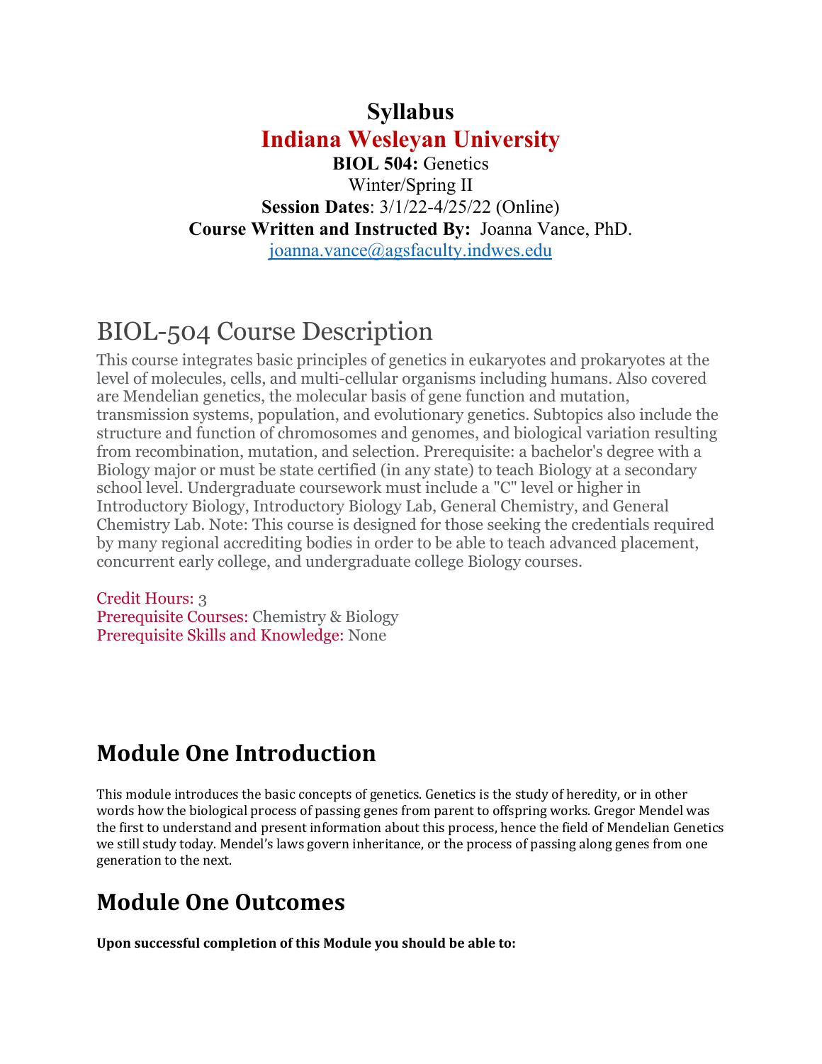# Syllabus

## Indiana Wesleyan University

**BIOL 504:** Genetics

Winter/Spring II

**Session Dates**: 3/1/22-4/25/22 (Online)

**Course Written and Instructed By:** Joanna Vance, PhD.

joanna.vance@agsfaculty.indwes.edu

# BIOL-504 Course Description

This course integrates basic principles of genetics in eukaryotes and prokaryotes at the level of molecules, cells, and multi-cellular organisms including humans. Also covered are Mendelian genetics, the molecular basis of gene function and mutation, transmission systems, population, and evolutionary genetics. Subtopics also include the structure and function of chromosomes and genomes, and biological variation resulting from recombination, mutation, and selection. Prerequisite: a bachelor's degree with a Biology major or must be state certified (in any state) to teach Biology at a secondary school level. Undergraduate coursework must include a "C" level or higher in Introductory Biology, Introductory Biology Lab, General Chemistry, and General Chemistry Lab. Note: This course is designed for those seeking the credentials required by many regional accrediting bodies in order to be able to teach advanced placement, concurrent early college, and undergraduate college Biology courses.

Credit Hours: 3
Prerequisite Courses: Chemistry & Biology
Prerequisite Skills and Knowledge: None

# Module One Introduction

This module introduces the basic concepts of genetics. Genetics is the study of heredity, or in other words how the biological process of passing genes from parent to offspring works. Gregor Mendel was the first to understand and present information about this process, hence the field of Mendelian Genetics we still study today. Mendel's laws govern inheritance, or the process of passing along genes from one generation to the next.

# Module One Outcomes

**Upon successful completion of this Module you should be able to:**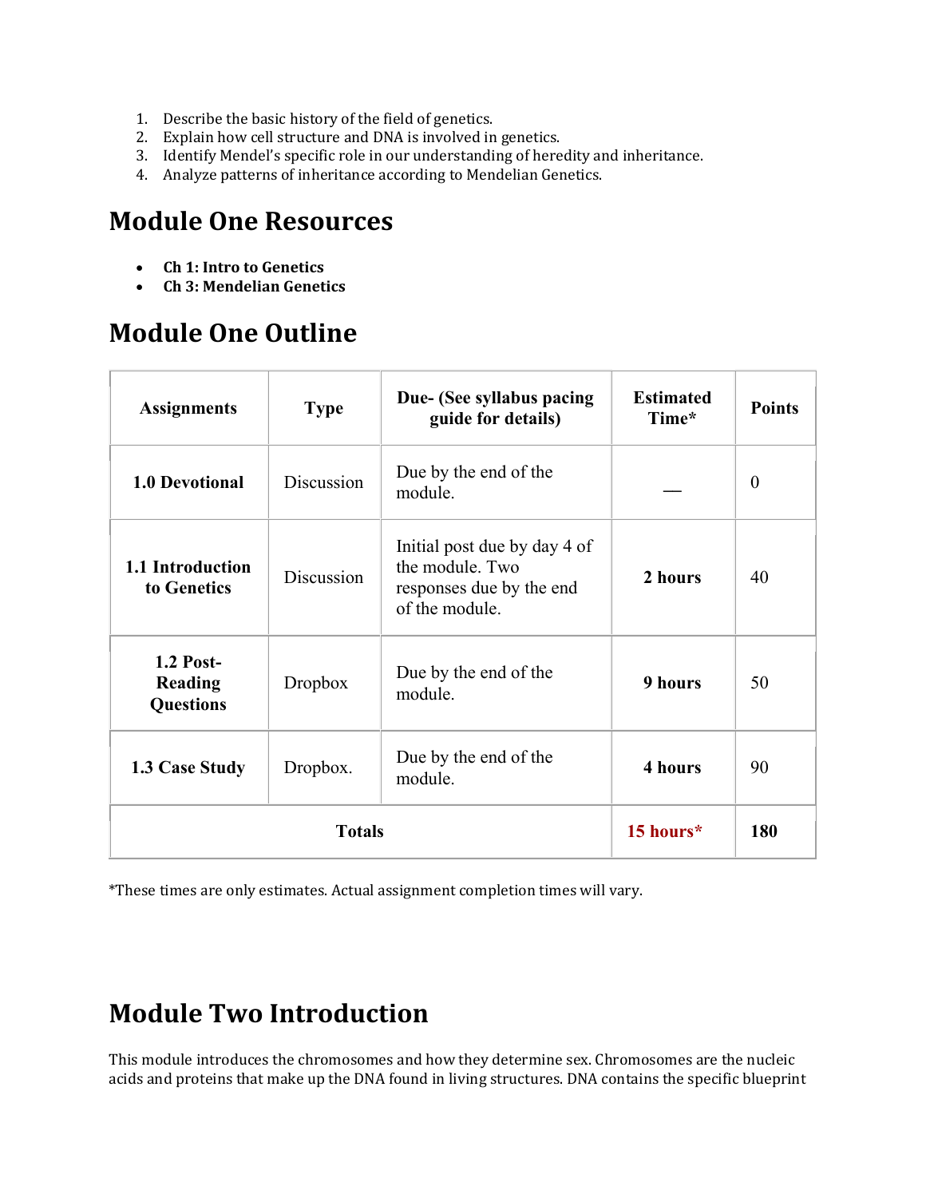1. Describe the basic history of the field of genetics.
2. Explain how cell structure and DNA is involved in genetics.
3. Identify Mendel's specific role in our understanding of heredity and inheritance.
4. Analyze patterns of inheritance according to Mendelian Genetics.

## Module One Resources

- **Ch 1: Intro to Genetics**
- **Ch 3: Mendelian Genetics**

## Module One Outline

| Assignments | Type | Due- (See syllabus pacing guide for details) | Estimated Time* | Points |
|---|---|---|---|---|
| **1.0 Devotional** | Discussion | Due by the end of the module. | — | 0 |
| **1.1 Introduction to Genetics** | Discussion | Initial post due by day 4 of the module. Two responses due by the end of the module. | **2 hours** | 40 |
| **1.2 Post-Reading Questions** | Dropbox | Due by the end of the module. | **9 hours** | 50 |
| **1.3 Case Study** | Dropbox. | Due by the end of the module. | **4 hours** | 90 |
| **Totals** | | | **15 hours*** | **180** |

*These times are only estimates. Actual assignment completion times will vary.

## Module Two Introduction

This module introduces the chromosomes and how they determine sex. Chromosomes are the nucleic acids and proteins that make up the DNA found in living structures. DNA contains the specific blueprint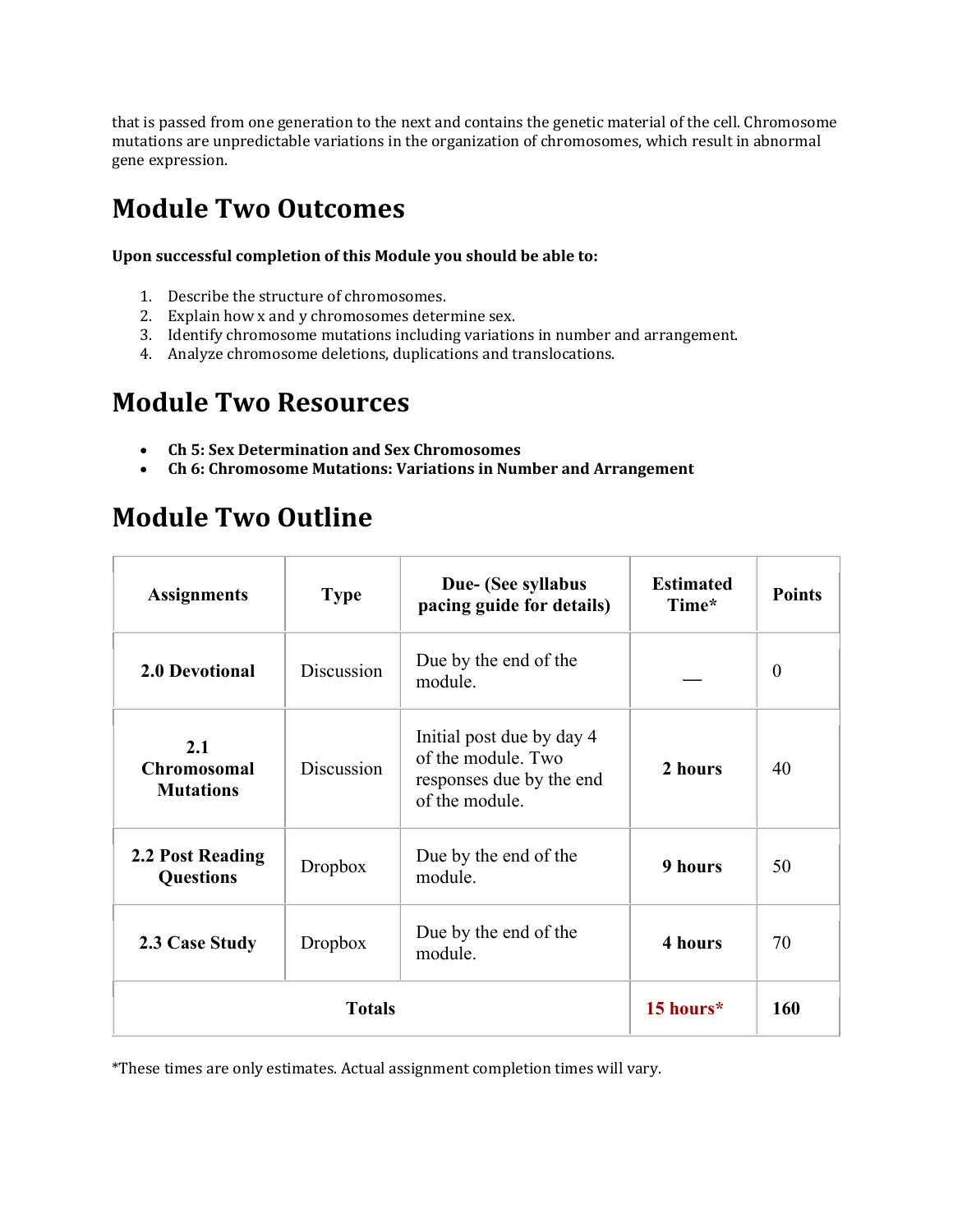that is passed from one generation to the next and contains the genetic material of the cell. Chromosome mutations are unpredictable variations in the organization of chromosomes, which result in abnormal gene expression.

## Module Two Outcomes

**Upon successful completion of this Module you should be able to:**

1. Describe the structure of chromosomes.
2. Explain how x and y chromosomes determine sex.
3. Identify chromosome mutations including variations in number and arrangement.
4. Analyze chromosome deletions, duplications and translocations.

## Module Two Resources

- **Ch 5: Sex Determination and Sex Chromosomes**
- **Ch 6: Chromosome Mutations: Variations in Number and Arrangement**

## Module Two Outline

| Assignments | Type | Due- (See syllabus pacing guide for details) | Estimated Time* | Points |
|---|---|---|---|---|
| **2.0 Devotional** | Discussion | Due by the end of the module. | — | 0 |
| **2.1 Chromosomal Mutations** | Discussion | Initial post due by day 4 of the module. Two responses due by the end of the module. | **2 hours** | 40 |
| **2.2 Post Reading Questions** | Dropbox | Due by the end of the module. | **9 hours** | 50 |
| **2.3 Case Study** | Dropbox | Due by the end of the module. | **4 hours** | 70 |
| **Totals** | | | **15 hours*** | **160** |

*These times are only estimates. Actual assignment completion times will vary.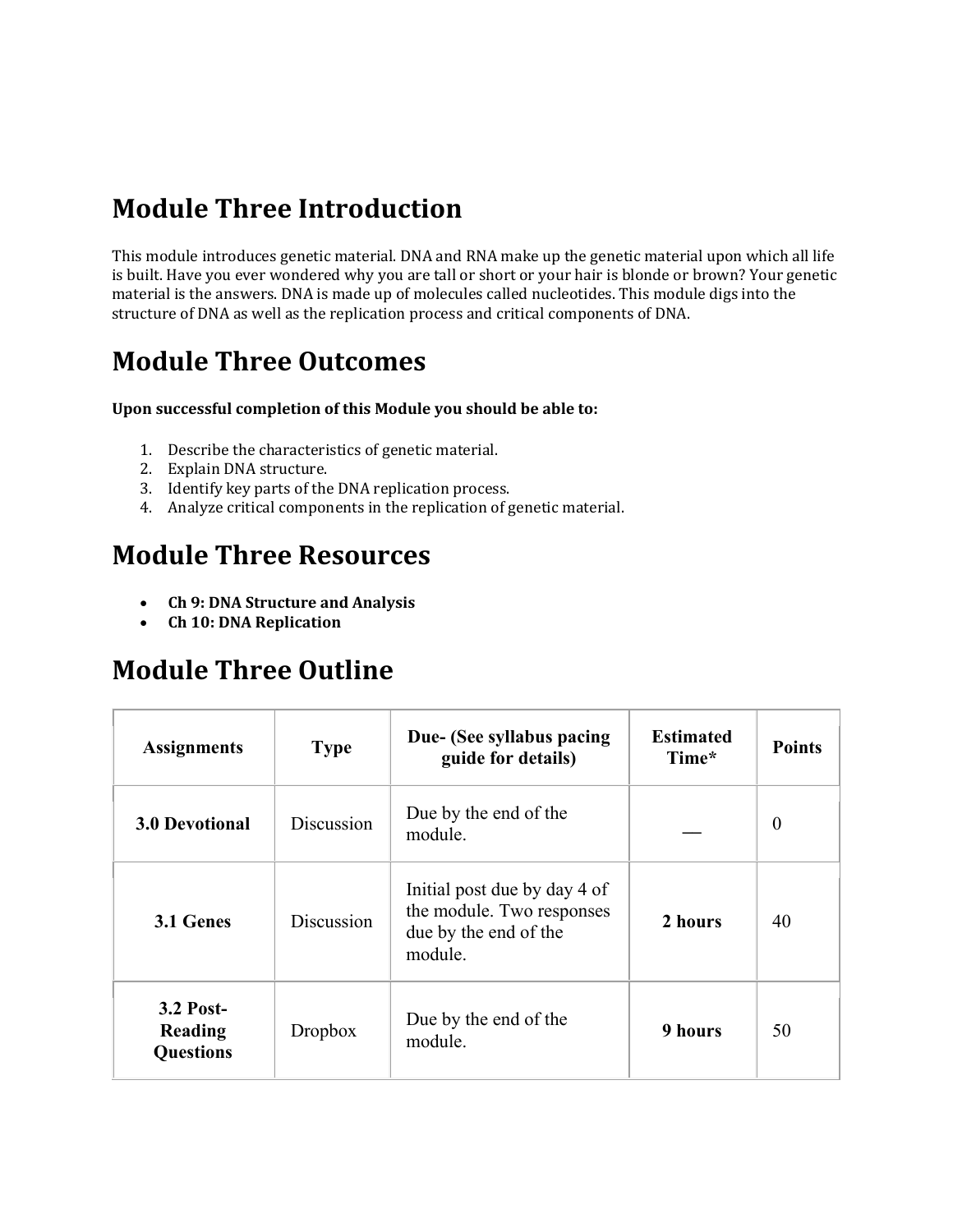# Module Three Introduction

This module introduces genetic material. DNA and RNA make up the genetic material upon which all life is built. Have you ever wondered why you are tall or short or your hair is blonde or brown? Your genetic material is the answers. DNA is made up of molecules called nucleotides. This module digs into the structure of DNA as well as the replication process and critical components of DNA.

# Module Three Outcomes

**Upon successful completion of this Module you should be able to:**

1. Describe the characteristics of genetic material.
2. Explain DNA structure.
3. Identify key parts of the DNA replication process.
4. Analyze critical components in the replication of genetic material.

# Module Three Resources

- **Ch 9: DNA Structure and Analysis**
- **Ch 10: DNA Replication**

# Module Three Outline

| Assignments | Type | Due- (See syllabus pacing guide for details) | Estimated Time* | Points |
|---|---|---|---|---|
| **3.0 Devotional** | Discussion | Due by the end of the module. | — | 0 |
| **3.1 Genes** | Discussion | Initial post due by day 4 of the module. Two responses due by the end of the module. | **2 hours** | 40 |
| **3.2 Post-Reading Questions** | Dropbox | Due by the end of the module. | **9 hours** | 50 |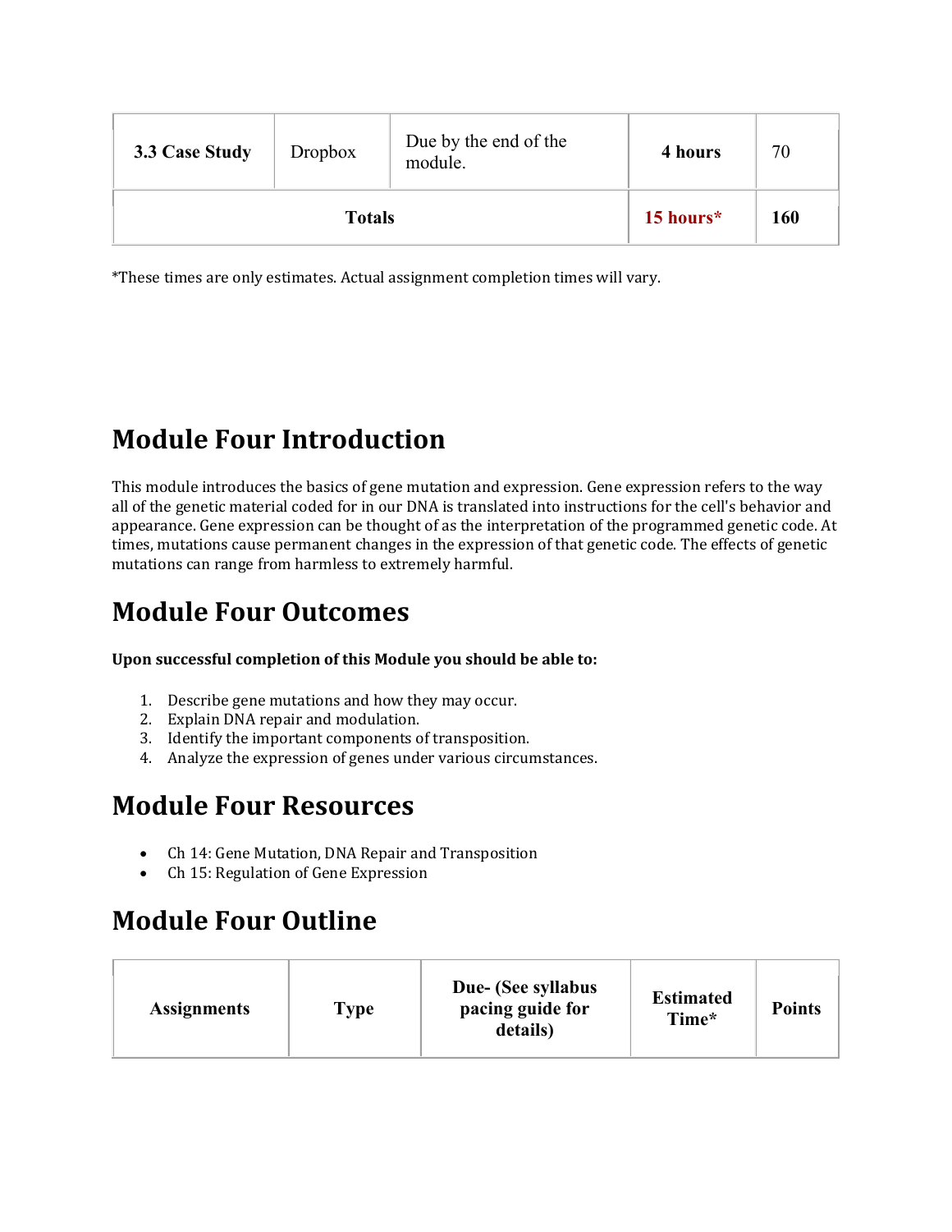| 3.3 Case Study | Dropbox | Due by the end of the module. | 4 hours | 70 |
|---|---|---|---|---|
| Totals | | | 15 hours* | 160 |

*These times are only estimates. Actual assignment completion times will vary.

## Module Four Introduction

This module introduces the basics of gene mutation and expression. Gene expression refers to the way all of the genetic material coded for in our DNA is translated into instructions for the cell's behavior and appearance. Gene expression can be thought of as the interpretation of the programmed genetic code. At times, mutations cause permanent changes in the expression of that genetic code. The effects of genetic mutations can range from harmless to extremely harmful.

## Module Four Outcomes

**Upon successful completion of this Module you should be able to:**

1. Describe gene mutations and how they may occur.
2. Explain DNA repair and modulation.
3. Identify the important components of transposition.
4. Analyze the expression of genes under various circumstances.

## Module Four Resources

- Ch 14: Gene Mutation, DNA Repair and Transposition
- Ch 15: Regulation of Gene Expression

## Module Four Outline

| Assignments | Type | Due- (See syllabus pacing guide for details) | Estimated Time* | Points |
|---|---|---|---|---|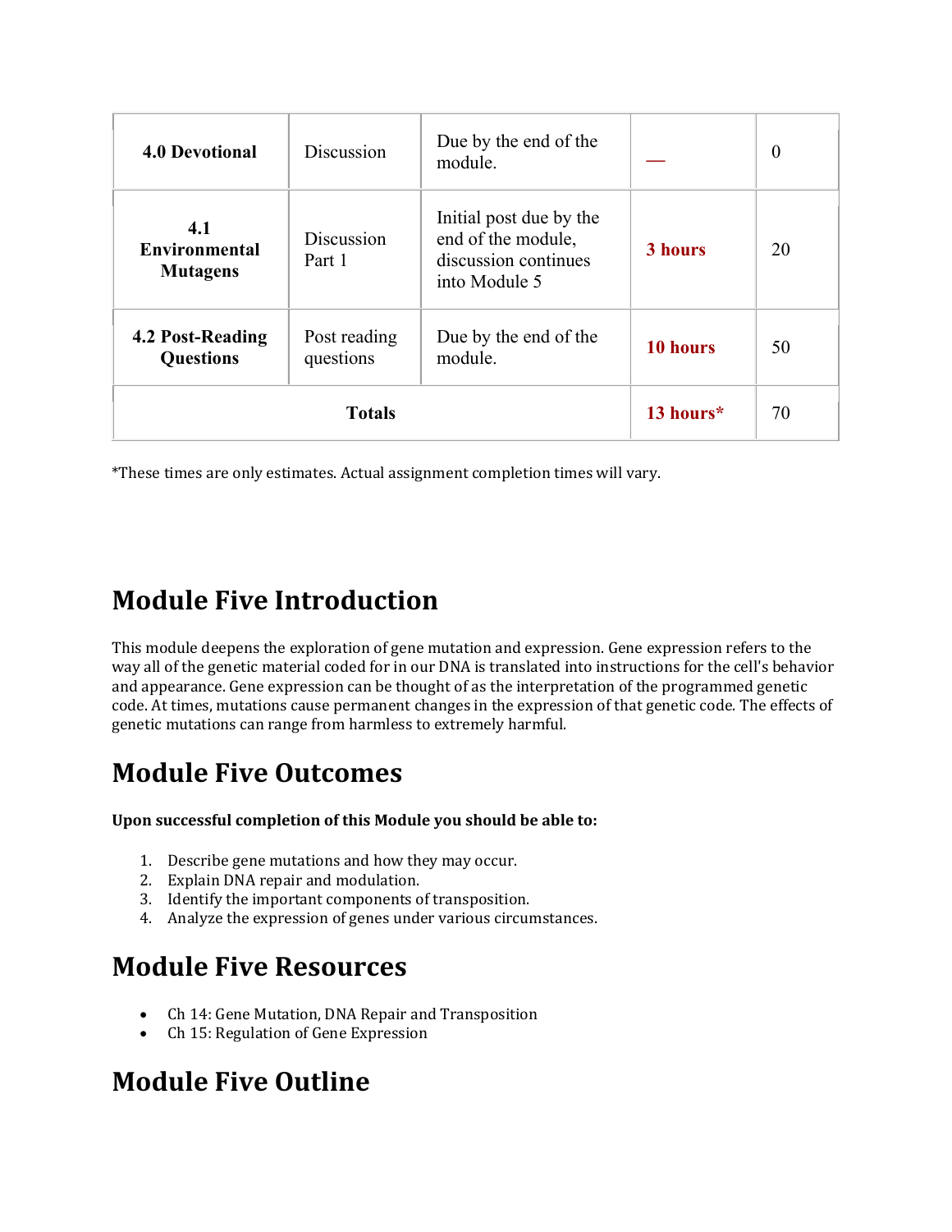| | | | | |
|---|---|---|---|---|
| **4.0 Devotional** | Discussion | Due by the end of the module. | — | 0 |
| **4.1 Environmental Mutagens** | Discussion Part 1 | Initial post due by the end of the module, discussion continues into Module 5 | **3 hours** | 20 |
| **4.2 Post-Reading Questions** | Post reading questions | Due by the end of the module. | **10 hours** | 50 |
| **Totals** | | | **13 hours*** | 70 |

*These times are only estimates. Actual assignment completion times will vary.

# Module Five Introduction

This module deepens the exploration of gene mutation and expression. Gene expression refers to the way all of the genetic material coded for in our DNA is translated into instructions for the cell's behavior and appearance. Gene expression can be thought of as the interpretation of the programmed genetic code. At times, mutations cause permanent changes in the expression of that genetic code. The effects of genetic mutations can range from harmless to extremely harmful.

# Module Five Outcomes

**Upon successful completion of this Module you should be able to:**

1. Describe gene mutations and how they may occur.
2. Explain DNA repair and modulation.
3. Identify the important components of transposition.
4. Analyze the expression of genes under various circumstances.

# Module Five Resources

- Ch 14: Gene Mutation, DNA Repair and Transposition
- Ch 15: Regulation of Gene Expression

# Module Five Outline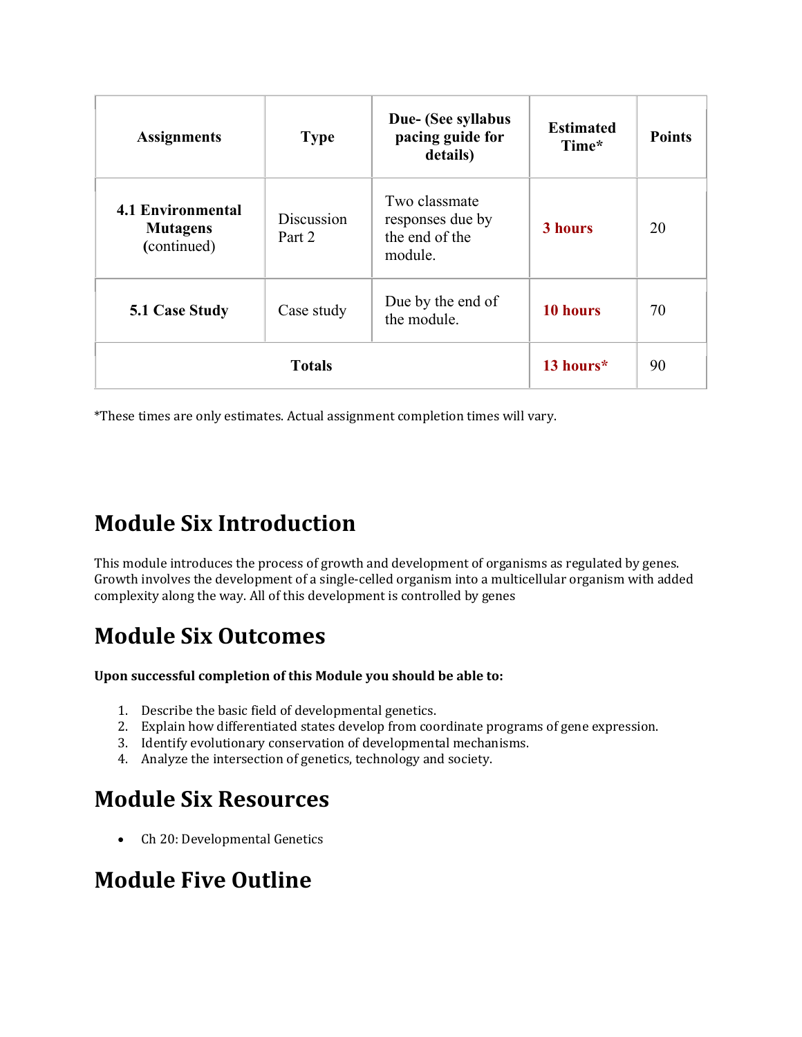| Assignments | Type | Due- (See syllabus pacing guide for details) | Estimated Time* | Points |
|---|---|---|---|---|
| **4.1 Environmental Mutagens** (continued) | Discussion Part 2 | Two classmate responses due by the end of the module. | **3 hours** | 20 |
| **5.1 Case Study** | Case study | Due by the end of the module. | **10 hours** | 70 |
| **Totals** | | | **13 hours*** | 90 |

*These times are only estimates. Actual assignment completion times will vary.

# Module Six Introduction

This module introduces the process of growth and development of organisms as regulated by genes. Growth involves the development of a single-celled organism into a multicellular organism with added complexity along the way. All of this development is controlled by genes

# Module Six Outcomes

**Upon successful completion of this Module you should be able to:**

1. Describe the basic field of developmental genetics.
2. Explain how differentiated states develop from coordinate programs of gene expression.
3. Identify evolutionary conservation of developmental mechanisms.
4. Analyze the intersection of genetics, technology and society.

# Module Six Resources

- Ch 20: Developmental Genetics

# Module Five Outline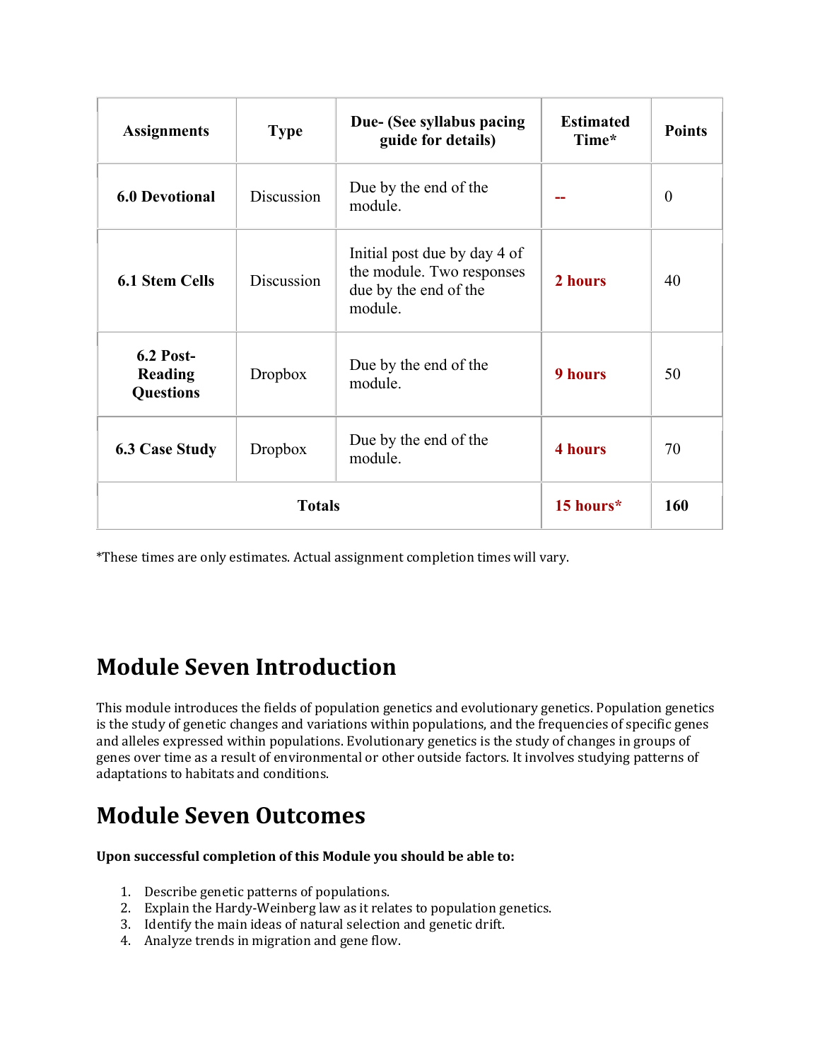| Assignments | Type | Due- (See syllabus pacing guide for details) | Estimated Time* | Points |
|---|---|---|---|---|
| **6.0 Devotional** | Discussion | Due by the end of the module. | **--** | 0 |
| **6.1 Stem Cells** | Discussion | Initial post due by day 4 of the module. Two responses due by the end of the module. | **2 hours** | 40 |
| **6.2 Post-Reading Questions** | Dropbox | Due by the end of the module. | **9 hours** | 50 |
| **6.3 Case Study** | Dropbox | Due by the end of the module. | **4 hours** | 70 |
| **Totals** | | | **15 hours*** | **160** |

*These times are only estimates. Actual assignment completion times will vary.

# Module Seven Introduction

This module introduces the fields of population genetics and evolutionary genetics. Population genetics is the study of genetic changes and variations within populations, and the frequencies of specific genes and alleles expressed within populations. Evolutionary genetics is the study of changes in groups of genes over time as a result of environmental or other outside factors. It involves studying patterns of adaptations to habitats and conditions.

# Module Seven Outcomes

**Upon successful completion of this Module you should be able to:**

1. Describe genetic patterns of populations.
2. Explain the Hardy-Weinberg law as it relates to population genetics.
3. Identify the main ideas of natural selection and genetic drift.
4. Analyze trends in migration and gene flow.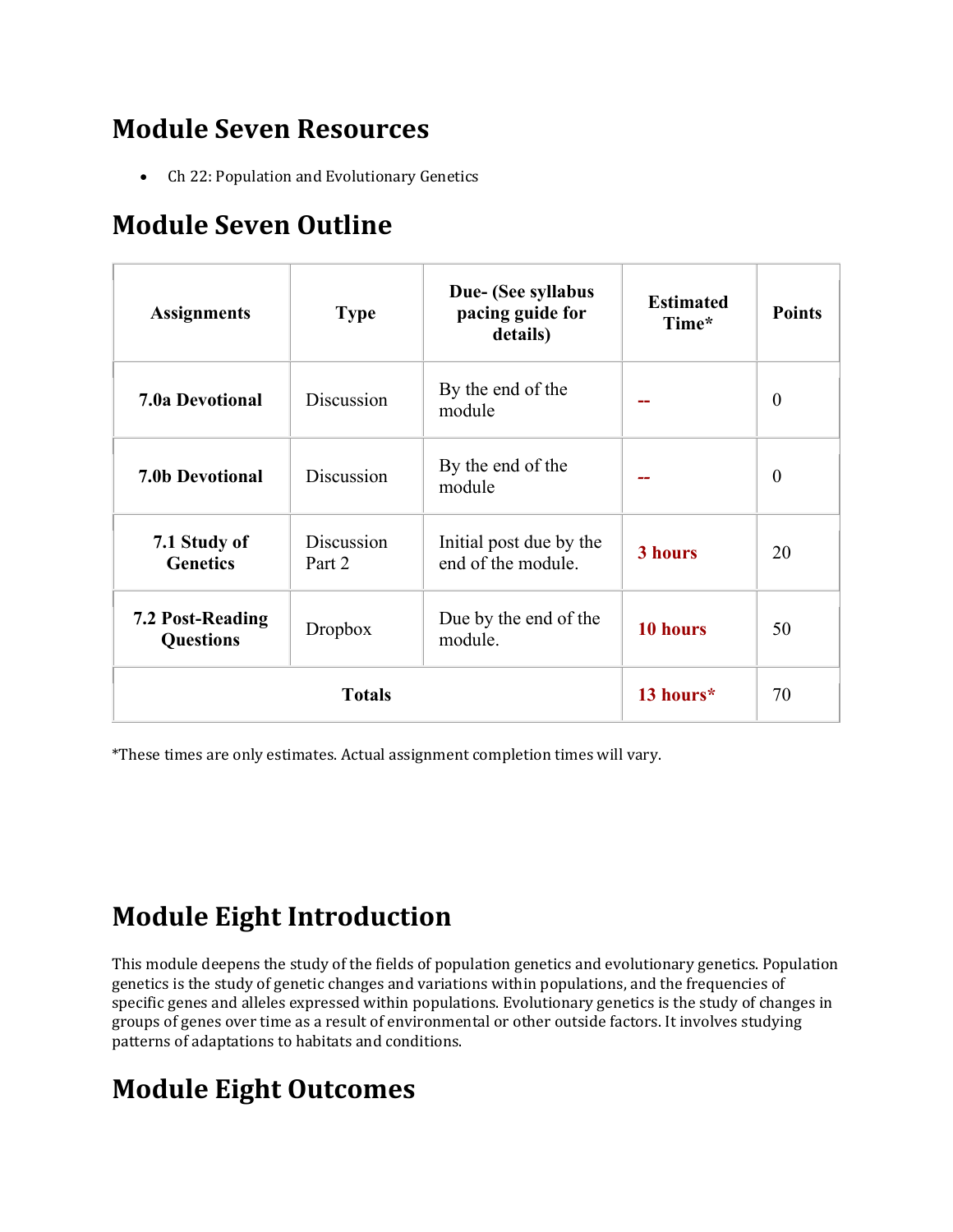## Module Seven Resources

- Ch 22: Population and Evolutionary Genetics

## Module Seven Outline

| Assignments | Type | Due- (See syllabus pacing guide for details) | Estimated Time* | Points |
|---|---|---|---|---|
| **7.0a Devotional** | Discussion | By the end of the module | -- | 0 |
| **7.0b Devotional** | Discussion | By the end of the module | -- | 0 |
| **7.1 Study of Genetics** | Discussion Part 2 | Initial post due by the end of the module. | **3 hours** | 20 |
| **7.2 Post-Reading Questions** | Dropbox | Due by the end of the module. | **10 hours** | 50 |
| **Totals** | | | **13 hours*** | 70 |

*These times are only estimates. Actual assignment completion times will vary.

## Module Eight Introduction

This module deepens the study of the fields of population genetics and evolutionary genetics. Population genetics is the study of genetic changes and variations within populations, and the frequencies of specific genes and alleles expressed within populations. Evolutionary genetics is the study of changes in groups of genes over time as a result of environmental or other outside factors. It involves studying patterns of adaptations to habitats and conditions.

## Module Eight Outcomes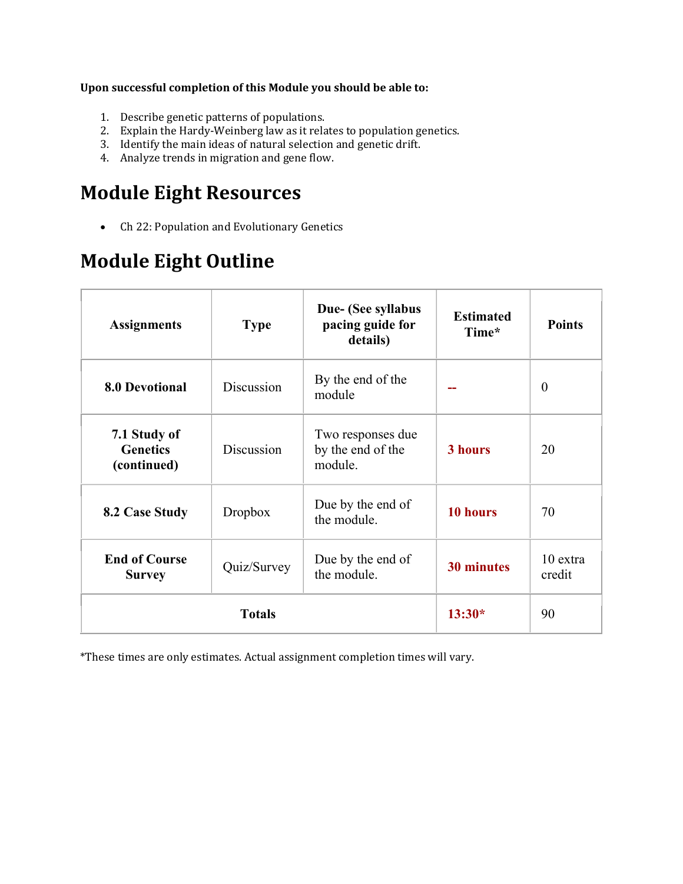**Upon successful completion of this Module you should be able to:**

1. Describe genetic patterns of populations.
2. Explain the Hardy-Weinberg law as it relates to population genetics.
3. Identify the main ideas of natural selection and genetic drift.
4. Analyze trends in migration and gene flow.

# Module Eight Resources

- Ch 22: Population and Evolutionary Genetics

# Module Eight Outline

| Assignments | Type | Due- (See syllabus pacing guide for details) | Estimated Time* | Points |
|---|---|---|---|---|
| **8.0 Devotional** | Discussion | By the end of the module | **--** | 0 |
| **7.1 Study of Genetics (continued)** | Discussion | Two responses due by the end of the module. | **3 hours** | 20 |
| **8.2 Case Study** | Dropbox | Due by the end of the module. | **10 hours** | 70 |
| **End of Course Survey** | Quiz/Survey | Due by the end of the module. | **30 minutes** | 10 extra credit |
| **Totals** | | | **13:30*** | 90 |

*These times are only estimates. Actual assignment completion times will vary.